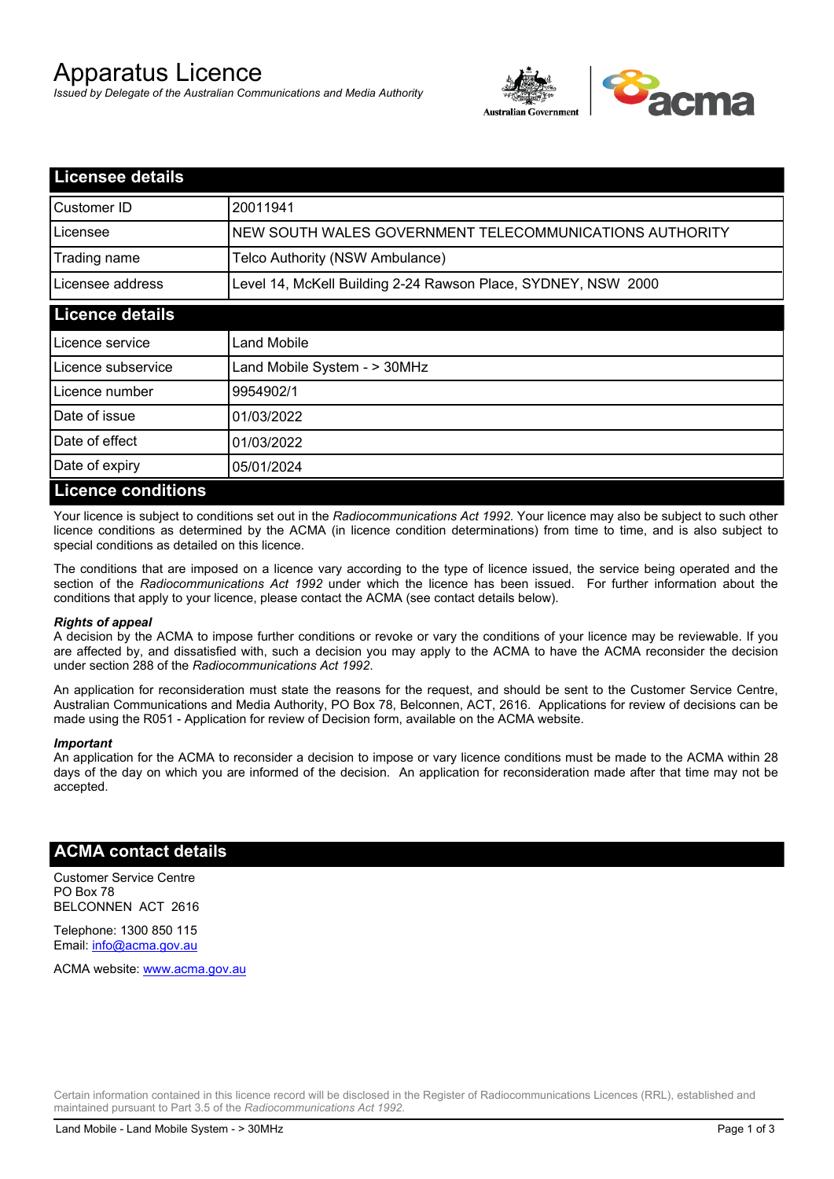# Apparatus Licence

*Issued by Delegate of the Australian Communications and Media Authority*

## Licensee details

| | |
|---|---|
| Customer ID | 20011941 |
| Licensee | NEW SOUTH WALES GOVERNMENT TELECOMMUNICATIONS AUTHORITY |
| Trading name | Telco Authority (NSW Ambulance) |
| Licensee address | Level 14, McKell Building 2-24 Rawson Place, SYDNEY, NSW 2000 |

## Licence details

| | |
|---|---|
| Licence service | Land Mobile |
| Licence subservice | Land Mobile System - > 30MHz |
| Licence number | 9954902/1 |
| Date of issue | 01/03/2022 |
| Date of effect | 01/03/2022 |
| Date of expiry | 05/01/2024 |

## Licence conditions

Your licence is subject to conditions set out in the *Radiocommunications Act 1992*. Your licence may also be subject to such other licence conditions as determined by the ACMA (in licence condition determinations) from time to time, and is also subject to special conditions as detailed on this licence.

The conditions that are imposed on a licence vary according to the type of licence issued, the service being operated and the section of the *Radiocommunications Act 1992* under which the licence has been issued. For further information about the conditions that apply to your licence, please contact the ACMA (see contact details below).

***Rights of appeal***

A decision by the ACMA to impose further conditions or revoke or vary the conditions of your licence may be reviewable. If you are affected by, and dissatisfied with, such a decision you may apply to the ACMA to have the ACMA reconsider the decision under section 288 of the *Radiocommunications Act 1992*.

An application for reconsideration must state the reasons for the request, and should be sent to the Customer Service Centre, Australian Communications and Media Authority, PO Box 78, Belconnen, ACT, 2616. Applications for review of decisions can be made using the R051 - Application for review of Decision form, available on the ACMA website.

***Important***

An application for the ACMA to reconsider a decision to impose or vary licence conditions must be made to the ACMA within 28 days of the day on which you are informed of the decision. An application for reconsideration made after that time may not be accepted.

## ACMA contact details

Customer Service Centre
PO Box 78
BELCONNEN ACT 2616

Telephone: 1300 850 115
Email: info@acma.gov.au

ACMA website: www.acma.gov.au

Certain information contained in this licence record will be disclosed in the Register of Radiocommunications Licences (RRL), established and maintained pursuant to Part 3.5 of the *Radiocommunications Act 1992.*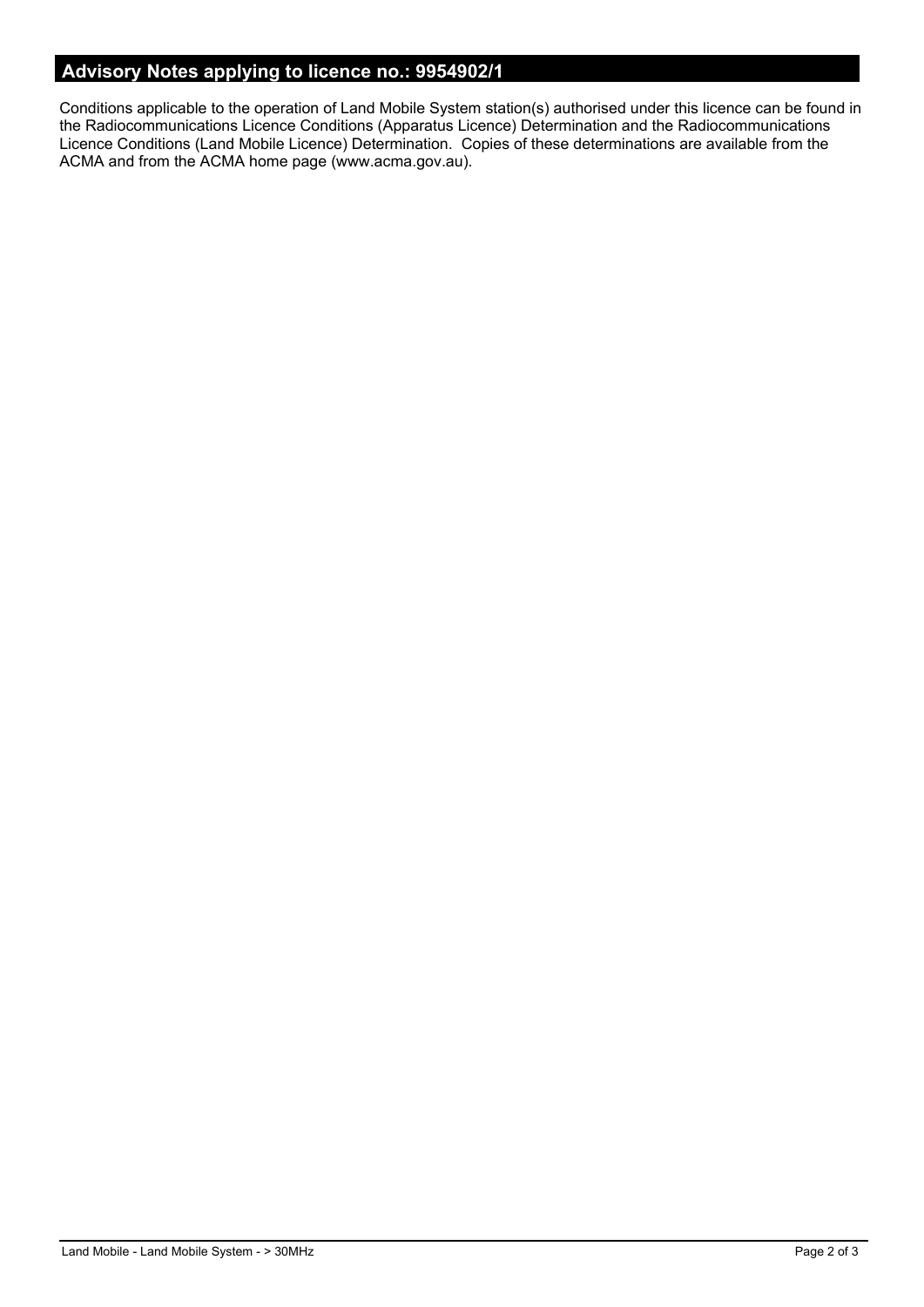## Advisory Notes applying to licence no.: 9954902/1

Conditions applicable to the operation of Land Mobile System station(s) authorised under this licence can be found in the Radiocommunications Licence Conditions (Apparatus Licence) Determination and the Radiocommunications Licence Conditions (Land Mobile Licence) Determination. Copies of these determinations are available from the ACMA and from the ACMA home page (www.acma.gov.au).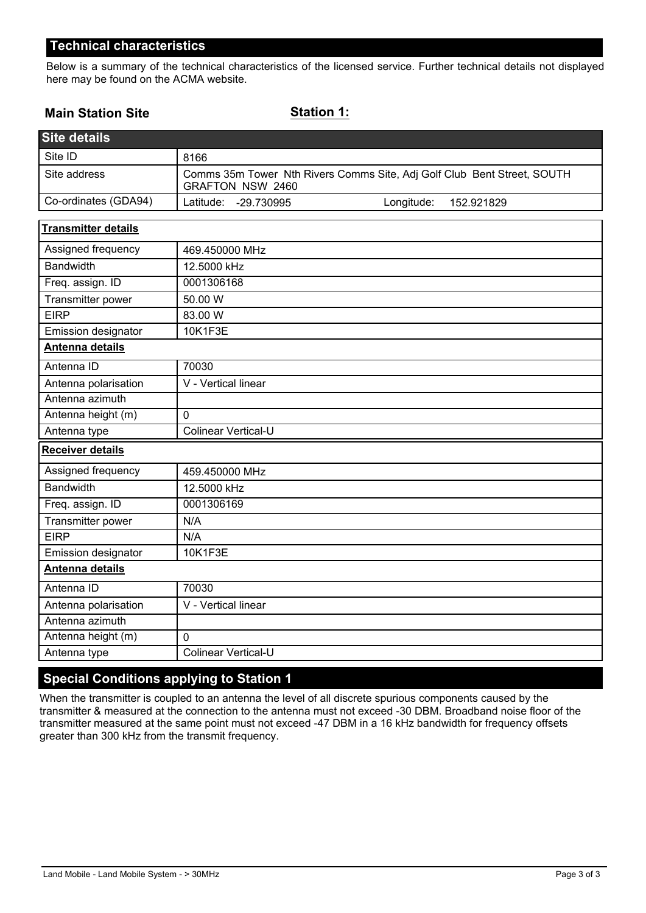## Technical characteristics

Below is a summary of the technical characteristics of the licensed service. Further technical details not displayed here may be found on the ACMA website.

**Main Station Site** **Station 1:**

| Site details | |
|---|---|
| Site ID | 8166 |
| Site address | Comms 35m Tower Nth Rivers Comms Site, Adj Golf Club Bent Street, SOUTH GRAFTON NSW 2460 |
| Co-ordinates (GDA94) | Latitude: -29.730995 Longitude: 152.921829 |

| Transmitter details | |
|---|---|
| Assigned frequency | 469.450000 MHz |
| Bandwidth | 12.5000 kHz |
| Freq. assign. ID | 0001306168 |
| Transmitter power | 50.00 W |
| EIRP | 83.00 W |
| Emission designator | 10K1F3E |
| **Antenna details** | |
| Antenna ID | 70030 |
| Antenna polarisation | V - Vertical linear |
| Antenna azimuth | |
| Antenna height (m) | 0 |
| Antenna type | Colinear Vertical-U |

| Receiver details | |
|---|---|
| Assigned frequency | 459.450000 MHz |
| Bandwidth | 12.5000 kHz |
| Freq. assign. ID | 0001306169 |
| Transmitter power | N/A |
| EIRP | N/A |
| Emission designator | 10K1F3E |
| **Antenna details** | |
| Antenna ID | 70030 |
| Antenna polarisation | V - Vertical linear |
| Antenna azimuth | |
| Antenna height (m) | 0 |
| Antenna type | Colinear Vertical-U |

## Special Conditions applying to Station 1

When the transmitter is coupled to an antenna the level of all discrete spurious components caused by the transmitter & measured at the connection to the antenna must not exceed -30 DBM. Broadband noise floor of the transmitter measured at the same point must not exceed -47 DBM in a 16 kHz bandwidth for frequency offsets greater than 300 kHz from the transmit frequency.